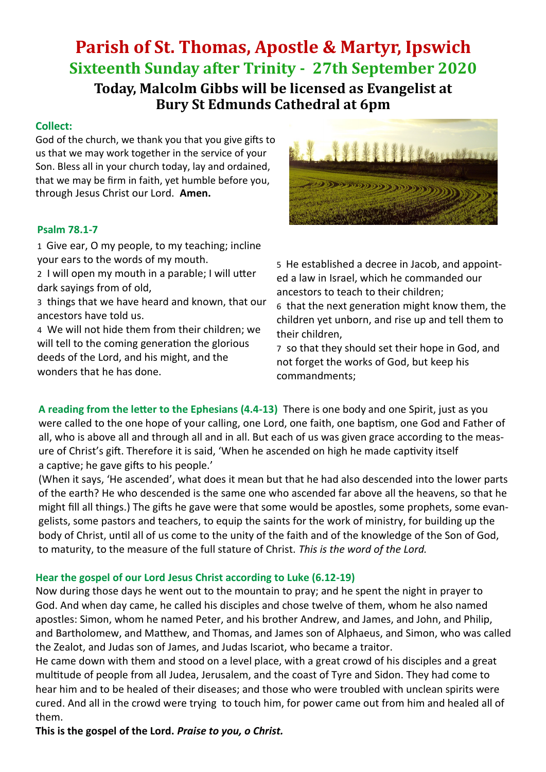# Parish of St. Thomas, Apostle & Martyr, Ipswich

## Sixteenth Sunday after Trinity - 27th September 2020

## Today, Malcolm Gibbs will be licensed as Evangelist at Bury St Edmunds Cathedral at 6pm

**Collect:**

God of the church, we thank you that you give gifts to us that we may work together in the service of your Son. Bless all in your church today, lay and ordained, that we may be firm in faith, yet humble before you, through Jesus Christ our Lord. **Amen.**

**Psalm 78.1-7**

1 Give ear, O my people, to my teaching; incline your ears to the words of my mouth.
2 I will open my mouth in a parable; I will utter dark sayings from of old,
3 things that we have heard and known, that our ancestors have told us.
4 We will not hide them from their children; we will tell to the coming generation the glorious deeds of the Lord, and his might, and the wonders that he has done.
5 He established a decree in Jacob, and appointed a law in Israel, which he commanded our ancestors to teach to their children;
6 that the next generation might know them, the children yet unborn, and rise up and tell them to their children,
7 so that they should set their hope in God, and not forget the works of God, but keep his commandments;

**A reading from the letter to the Ephesians (4.4-13)** There is one body and one Spirit, just as you were called to the one hope of your calling, one Lord, one faith, one baptism, one God and Father of all, who is above all and through all and in all. But each of us was given grace according to the measure of Christ's gift. Therefore it is said, 'When he ascended on high he made captivity itself a captive; he gave gifts to his people.'
(When it says, 'He ascended', what does it mean but that he had also descended into the lower parts of the earth? He who descended is the same one who ascended far above all the heavens, so that he might fill all things.) The gifts he gave were that some would be apostles, some prophets, some evangelists, some pastors and teachers, to equip the saints for the work of ministry, for building up the body of Christ, until all of us come to the unity of the faith and of the knowledge of the Son of God, to maturity, to the measure of the full stature of Christ. *This is the word of the Lord.*

**Hear the gospel of our Lord Jesus Christ according to Luke (6.12-19)**

Now during those days he went out to the mountain to pray; and he spent the night in prayer to God. And when day came, he called his disciples and chose twelve of them, whom he also named apostles: Simon, whom he named Peter, and his brother Andrew, and James, and John, and Philip, and Bartholomew, and Matthew, and Thomas, and James son of Alphaeus, and Simon, who was called the Zealot, and Judas son of James, and Judas Iscariot, who became a traitor.
He came down with them and stood on a level place, with a great crowd of his disciples and a great multitude of people from all Judea, Jerusalem, and the coast of Tyre and Sidon. They had come to hear him and to be healed of their diseases; and those who were troubled with unclean spirits were cured. And all in the crowd were trying to touch him, for power came out from him and healed all of them.

**This is the gospel of the Lord.** ***Praise to you, o Christ.***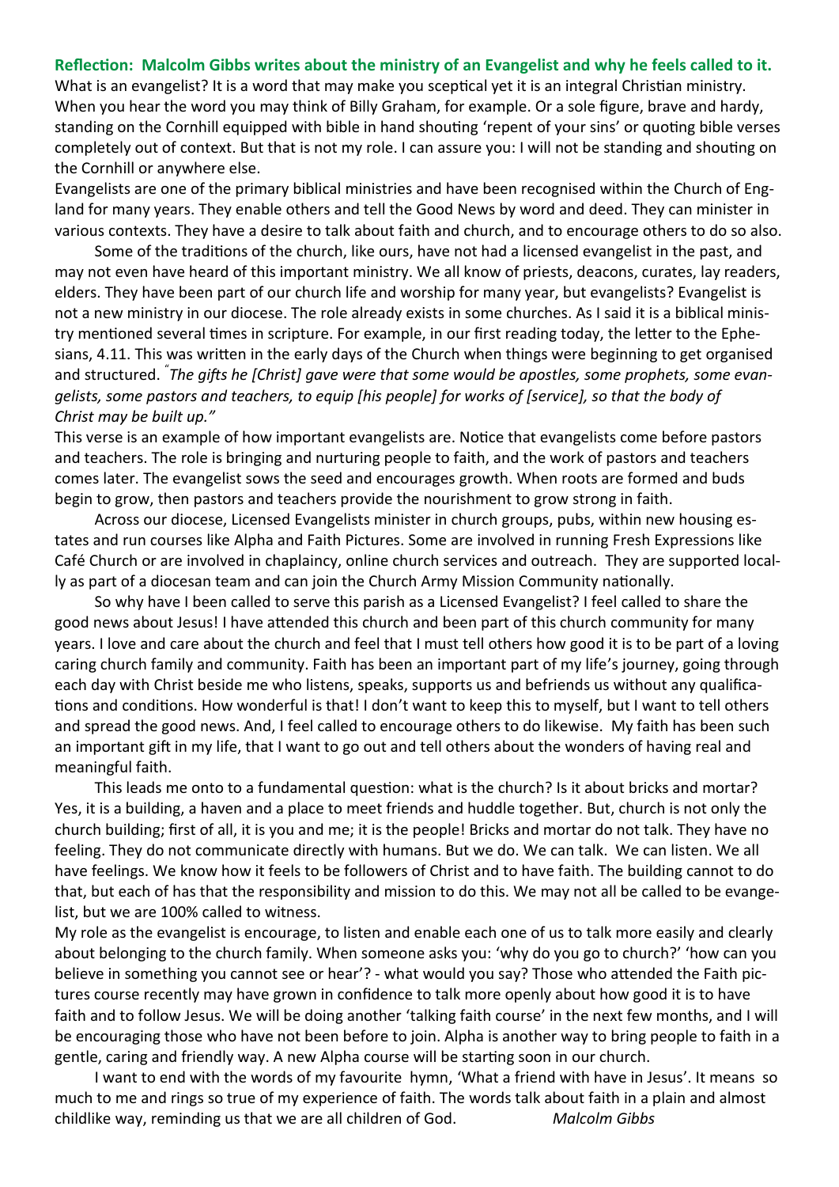**Reflection: Malcolm Gibbs writes about the ministry of an Evangelist and why he feels called to it.**

What is an evangelist? It is a word that may make you sceptical yet it is an integral Christian ministry. When you hear the word you may think of Billy Graham, for example. Or a sole figure, brave and hardy, standing on the Cornhill equipped with bible in hand shouting 'repent of your sins' or quoting bible verses completely out of context. But that is not my role. I can assure you: I will not be standing and shouting on the Cornhill or anywhere else.

Evangelists are one of the primary biblical ministries and have been recognised within the Church of England for many years. They enable others and tell the Good News by word and deed. They can minister in various contexts. They have a desire to talk about faith and church, and to encourage others to do so also.

Some of the traditions of the church, like ours, have not had a licensed evangelist in the past, and may not even have heard of this important ministry. We all know of priests, deacons, curates, lay readers, elders. They have been part of our church life and worship for many year, but evangelists? Evangelist is not a new ministry in our diocese. The role already exists in some churches. As I said it is a biblical ministry mentioned several times in scripture. For example, in our first reading today, the letter to the Ephesians, 4.11. This was written in the early days of the Church when things were beginning to get organised and structured. *"The gifts he [Christ] gave were that some would be apostles, some prophets, some evangelists, some pastors and teachers, to equip [his people] for works of [service], so that the body of Christ may be built up."*

This verse is an example of how important evangelists are. Notice that evangelists come before pastors and teachers. The role is bringing and nurturing people to faith, and the work of pastors and teachers comes later. The evangelist sows the seed and encourages growth. When roots are formed and buds begin to grow, then pastors and teachers provide the nourishment to grow strong in faith.

Across our diocese, Licensed Evangelists minister in church groups, pubs, within new housing estates and run courses like Alpha and Faith Pictures. Some are involved in running Fresh Expressions like Café Church or are involved in chaplaincy, online church services and outreach. They are supported locally as part of a diocesan team and can join the Church Army Mission Community nationally.

So why have I been called to serve this parish as a Licensed Evangelist? I feel called to share the good news about Jesus! I have attended this church and been part of this church community for many years. I love and care about the church and feel that I must tell others how good it is to be part of a loving caring church family and community. Faith has been an important part of my life's journey, going through each day with Christ beside me who listens, speaks, supports us and befriends us without any qualifications and conditions. How wonderful is that! I don't want to keep this to myself, but I want to tell others and spread the good news. And, I feel called to encourage others to do likewise. My faith has been such an important gift in my life, that I want to go out and tell others about the wonders of having real and meaningful faith.

This leads me onto to a fundamental question: what is the church? Is it about bricks and mortar? Yes, it is a building, a haven and a place to meet friends and huddle together. But, church is not only the church building; first of all, it is you and me; it is the people! Bricks and mortar do not talk. They have no feeling. They do not communicate directly with humans. But we do. We can talk. We can listen. We all have feelings. We know how it feels to be followers of Christ and to have faith. The building cannot to do that, but each of has that the responsibility and mission to do this. We may not all be called to be evangelist, but we are 100% called to witness.

My role as the evangelist is encourage, to listen and enable each one of us to talk more easily and clearly about belonging to the church family. When someone asks you: 'why do you go to church?' 'how can you believe in something you cannot see or hear'? - what would you say? Those who attended the Faith pictures course recently may have grown in confidence to talk more openly about how good it is to have faith and to follow Jesus. We will be doing another 'talking faith course' in the next few months, and I will be encouraging those who have not been before to join. Alpha is another way to bring people to faith in a gentle, caring and friendly way. A new Alpha course will be starting soon in our church.

I want to end with the words of my favourite hymn, 'What a friend with have in Jesus'. It means so much to me and rings so true of my experience of faith. The words talk about faith in a plain and almost childlike way, reminding us that we are all children of God. *Malcolm Gibbs*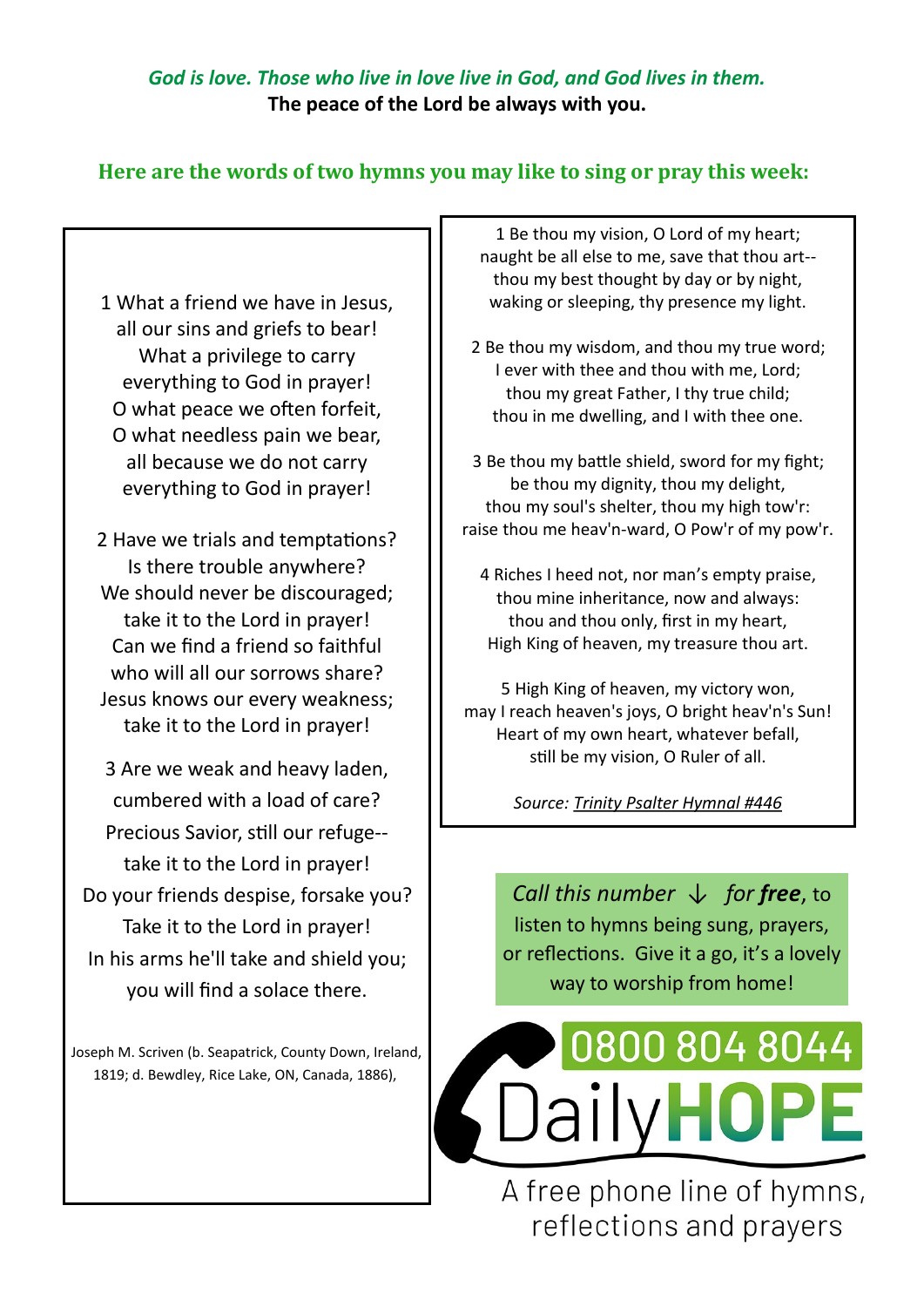*God is love. Those who live in love live in God, and God lives in them.*
**The peace of the Lord be always with you.**

## Here are the words of two hymns you may like to sing or pray this week:

1 What a friend we have in Jesus,
all our sins and griefs to bear!
What a privilege to carry
everything to God in prayer!
O what peace we often forfeit,
O what needless pain we bear,
all because we do not carry
everything to God in prayer!

2 Have we trials and temptations?
Is there trouble anywhere?
We should never be discouraged;
take it to the Lord in prayer!
Can we find a friend so faithful
who will all our sorrows share?
Jesus knows our every weakness;
take it to the Lord in prayer!

3 Are we weak and heavy laden,
cumbered with a load of care?
Precious Savior, still our refuge--
take it to the Lord in prayer!
Do your friends despise, forsake you?
Take it to the Lord in prayer!
In his arms he'll take and shield you;
you will find a solace there.

Joseph M. Scriven (b. Seapatrick, County Down, Ireland, 1819; d. Bewdley, Rice Lake, ON, Canada, 1886),

1 Be thou my vision, O Lord of my heart;
naught be all else to me, save that thou art--
thou my best thought by day or by night,
waking or sleeping, thy presence my light.

2 Be thou my wisdom, and thou my true word;
I ever with thee and thou with me, Lord;
thou my great Father, I thy true child;
thou in me dwelling, and I with thee one.

3 Be thou my battle shield, sword for my fight;
be thou my dignity, thou my delight,
thou my soul's shelter, thou my high tow'r:
raise thou me heav'n-ward, O Pow'r of my pow'r.

4 Riches I heed not, nor man's empty praise,
thou mine inheritance, now and always:
thou and thou only, first in my heart,
High King of heaven, my treasure thou art.

5 High King of heaven, my victory won,
may I reach heaven's joys, O bright heav'n's Sun!
Heart of my own heart, whatever befall,
still be my vision, O Ruler of all.

*Source: Trinity Psalter Hymnal #446*

*Call this number ↓ for* ***free***, to listen to hymns being sung, prayers, or reflections. Give it a go, it's a lovely way to worship from home!

**0800 804 8044**

Daily**HOPE**

A free phone line of hymns, reflections and prayers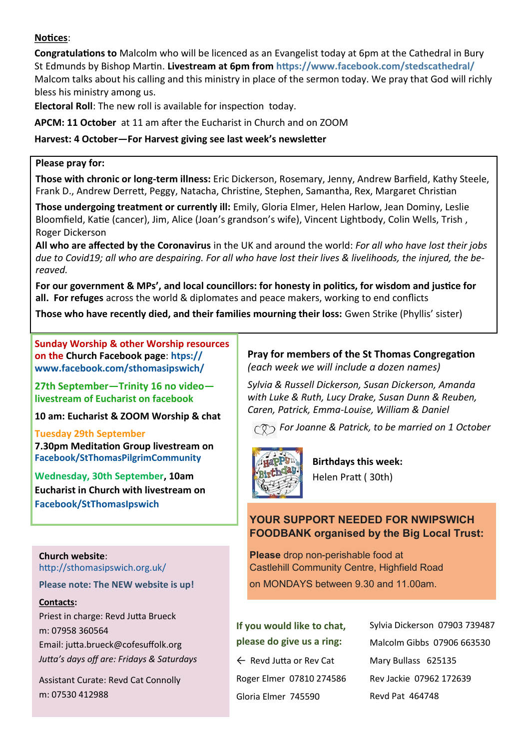**Notices**:

**Congratulations to** Malcolm who will be licenced as an Evangelist today at 6pm at the Cathedral in Bury St Edmunds by Bishop Martin. **Livestream at 6pm from https://www.facebook.com/stedscathedral/** Malcom talks about his calling and this ministry in place of the sermon today. We pray that God will richly bless his ministry among us.

**Electoral Roll**: The new roll is available for inspection today.

**APCM: 11 October** at 11 am after the Eucharist in Church and on ZOOM

**Harvest: 4 October—For Harvest giving see last week's newsletter**

**Please pray for:**

**Those with chronic or long-term illness:** Eric Dickerson, Rosemary, Jenny, Andrew Barfield, Kathy Steele, Frank D., Andrew Derrett, Peggy, Natacha, Christine, Stephen, Samantha, Rex, Margaret Christian

**Those undergoing treatment or currently ill:** Emily, Gloria Elmer, Helen Harlow, Jean Dominy, Leslie Bloomfield, Katie (cancer), Jim, Alice (Joan's grandson's wife), Vincent Lightbody, Colin Wells, Trish , Roger Dickerson

**All who are affected by the Coronavirus** in the UK and around the world: *For all who have lost their jobs due to Covid19; all who are despairing. For all who have lost their lives & livelihoods, the injured, the bereaved.*

**For our government & MPs', and local councillors: for honesty in politics, for wisdom and justice for all. For refuges** across the world & diplomates and peace makers, working to end conflicts

**Those who have recently died, and their families mourning their loss:** Gwen Strike (Phyllis' sister)

**Sunday Worship & other Worship resources on the Church Facebook page**: **htps://www.facebook.com/sthomasipswich/**

**27th September—Trinity 16 no video—livestream of Eucharist on facebook**

**10 am: Eucharist & ZOOM Worship & chat**

**Tuesday 29th September**
**7.30pm Meditation Group livestream on Facebook/StThomasPilgrimCommunity**

**Wednesday, 30th September, 10am Eucharist in Church with livestream on Facebook/StThomasIpswich**

**Pray for members of the St Thomas Congregation**
*(each week we will include a dozen names)*

*Sylvia & Russell Dickerson, Susan Dickerson, Amanda with Luke & Ruth, Lucy Drake, Susan Dunn & Reuben, Caren, Patrick, Emma-Louise, William & Daniel*

*For Joanne & Patrick, to be married on 1 October*

**Birthdays this week:**
Helen Pratt ( 30th)

**YOUR SUPPORT NEEDED FOR NWIPSWICH FOODBANK organised by the Big Local Trust:**

**Please** drop non-perishable food at Castlehill Community Centre, Highfield Road on MONDAYS between 9.30 and 11.00am.

**Church website**:
http://sthomasipswich.org.uk/

**Please note: The NEW website is up!**

**Contacts:**

Priest in charge: Revd Jutta Brueck
m: 07958 360564
Email: jutta.brueck@cofesuffolk.org
*Jutta's days off are: Fridays & Saturdays*

Assistant Curate: Revd Cat Connolly
m: 07530 412988

**If you would like to chat, please do give us a ring:**

← Revd Jutta or Rev Cat
Roger Elmer 07810 274586
Gloria Elmer 745590
Sylvia Dickerson 07903 739487
Malcolm Gibbs 07906 663530
Mary Bullass 625135
Rev Jackie 07962 172639
Revd Pat 464748